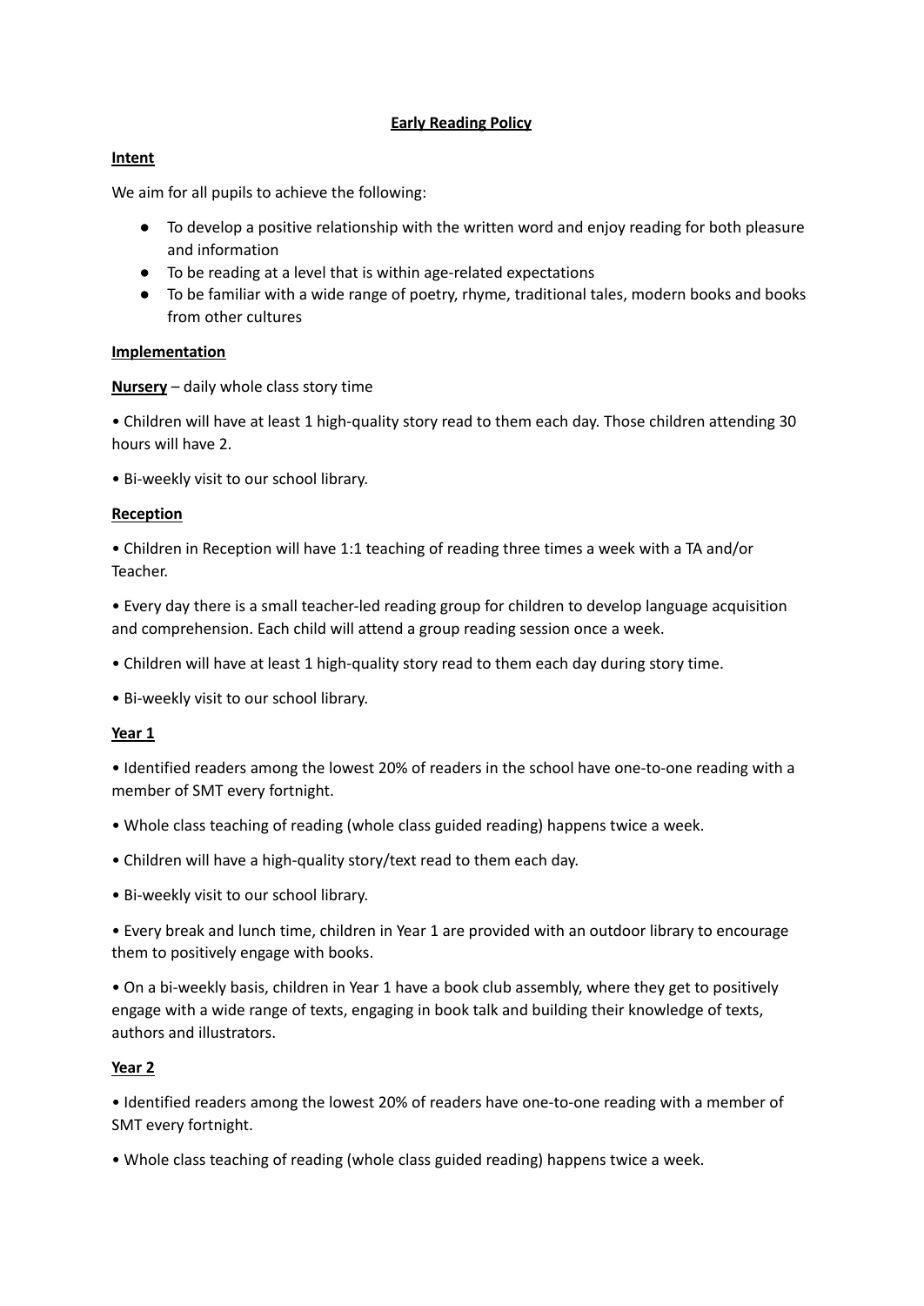# Early Reading Policy

## Intent

We aim for all pupils to achieve the following:

- To develop a positive relationship with the written word and enjoy reading for both pleasure and information
- To be reading at a level that is within age-related expectations
- To be familiar with a wide range of poetry, rhyme, traditional tales, modern books and books from other cultures

## Implementation

**Nursery** – daily whole class story time

• Children will have at least 1 high-quality story read to them each day. Those children attending 30 hours will have 2.

• Bi-weekly visit to our school library.

**Reception**

• Children in Reception will have 1:1 teaching of reading three times a week with a TA and/or Teacher.

• Every day there is a small teacher-led reading group for children to develop language acquisition and comprehension. Each child will attend a group reading session once a week.

• Children will have at least 1 high-quality story read to them each day during story time.

• Bi-weekly visit to our school library.

**Year 1**

• Identified readers among the lowest 20% of readers in the school have one-to-one reading with a member of SMT every fortnight.

• Whole class teaching of reading (whole class guided reading) happens twice a week.

• Children will have a high-quality story/text read to them each day.

• Bi-weekly visit to our school library.

• Every break and lunch time, children in Year 1 are provided with an outdoor library to encourage them to positively engage with books.

• On a bi-weekly basis, children in Year 1 have a book club assembly, where they get to positively engage with a wide range of texts, engaging in book talk and building their knowledge of texts, authors and illustrators.

**Year 2**

• Identified readers among the lowest 20% of readers have one-to-one reading with a member of SMT every fortnight.

• Whole class teaching of reading (whole class guided reading) happens twice a week.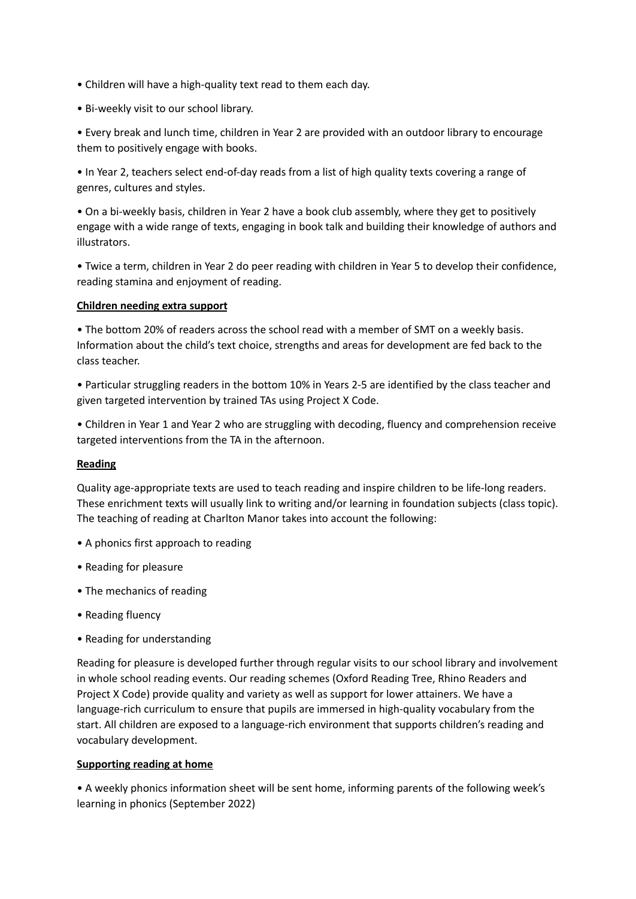- Children will have a high-quality text read to them each day.
- Bi-weekly visit to our school library.
- Every break and lunch time, children in Year 2 are provided with an outdoor library to encourage them to positively engage with books.
- In Year 2, teachers select end-of-day reads from a list of high quality texts covering a range of genres, cultures and styles.
- On a bi-weekly basis, children in Year 2 have a book club assembly, where they get to positively engage with a wide range of texts, engaging in book talk and building their knowledge of authors and illustrators.
- Twice a term, children in Year 2 do peer reading with children in Year 5 to develop their confidence, reading stamina and enjoyment of reading.

**Children needing extra support**

- The bottom 20% of readers across the school read with a member of SMT on a weekly basis. Information about the child's text choice, strengths and areas for development are fed back to the class teacher.
- Particular struggling readers in the bottom 10% in Years 2-5 are identified by the class teacher and given targeted intervention by trained TAs using Project X Code.
- Children in Year 1 and Year 2 who are struggling with decoding, fluency and comprehension receive targeted interventions from the TA in the afternoon.

**Reading**

Quality age-appropriate texts are used to teach reading and inspire children to be life-long readers. These enrichment texts will usually link to writing and/or learning in foundation subjects (class topic). The teaching of reading at Charlton Manor takes into account the following:

- A phonics first approach to reading
- Reading for pleasure
- The mechanics of reading
- Reading fluency
- Reading for understanding

Reading for pleasure is developed further through regular visits to our school library and involvement in whole school reading events. Our reading schemes (Oxford Reading Tree, Rhino Readers and Project X Code) provide quality and variety as well as support for lower attainers. We have a language-rich curriculum to ensure that pupils are immersed in high-quality vocabulary from the start. All children are exposed to a language-rich environment that supports children's reading and vocabulary development.

**Supporting reading at home**

- A weekly phonics information sheet will be sent home, informing parents of the following week's learning in phonics (September 2022)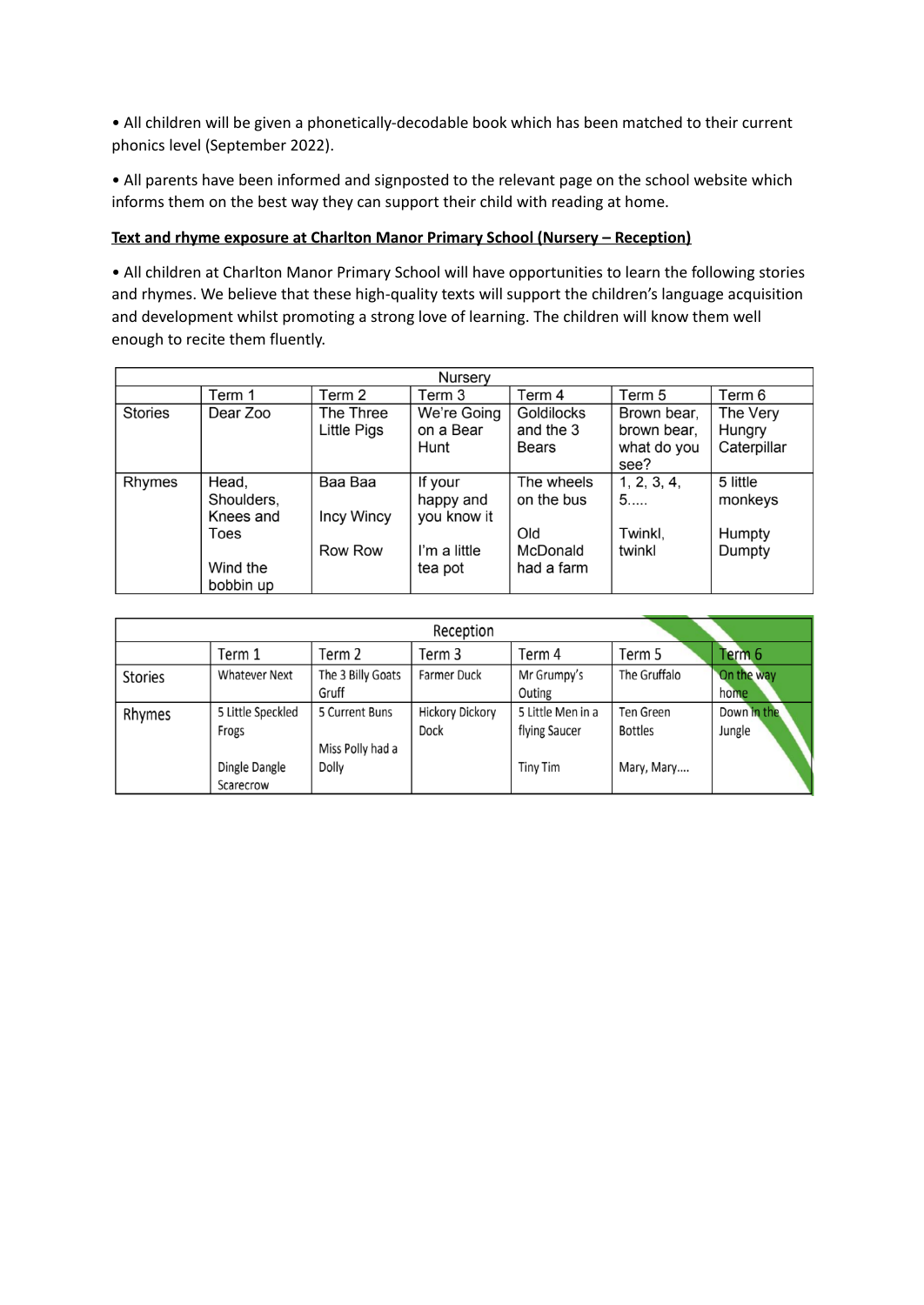• All children will be given a phonetically-decodable book which has been matched to their current phonics level (September 2022).

• All parents have been informed and signposted to the relevant page on the school website which informs them on the best way they can support their child with reading at home.

**Text and rhyme exposure at Charlton Manor Primary School (Nursery – Reception)**

• All children at Charlton Manor Primary School will have opportunities to learn the following stories and rhymes. We believe that these high-quality texts will support the children's language acquisition and development whilst promoting a strong love of learning. The children will know them well enough to recite them fluently.

| Nursery | | | | | | |
|---|---|---|---|---|---|---|
| | Term 1 | Term 2 | Term 3 | Term 4 | Term 5 | Term 6 |
| Stories | Dear Zoo | The Three Little Pigs | We're Going on a Bear Hunt | Goldilocks and the 3 Bears | Brown bear, brown bear, what do you see? | The Very Hungry Caterpillar |
| Rhymes | Head, Shoulders, Knees and Toes<br><br>Wind the bobbin up | Baa Baa<br><br>Incy Wincy<br><br>Row Row | If your happy and you know it<br><br>I'm a little tea pot | The wheels on the bus<br><br>Old McDonald had a farm | 1, 2, 3, 4, 5.....<br><br>Twinkl, twinkl | 5 little monkeys<br><br>Humpty Dumpty |

| Reception | | | | | | |
|---|---|---|---|---|---|---|
| | Term 1 | Term 2 | Term 3 | Term 4 | Term 5 | Term 6 |
| Stories | Whatever Next | The 3 Billy Goats Gruff | Farmer Duck | Mr Grumpy's Outing | The Gruffalo | On the way home |
| Rhymes | 5 Little Speckled Frogs<br><br>Dingle Dangle Scarecrow | 5 Current Buns<br><br>Miss Polly had a Dolly | Hickory Dickory Dock | 5 Little Men in a flying Saucer<br><br>Tiny Tim | Ten Green Bottles<br><br>Mary, Mary.... | Down in the Jungle |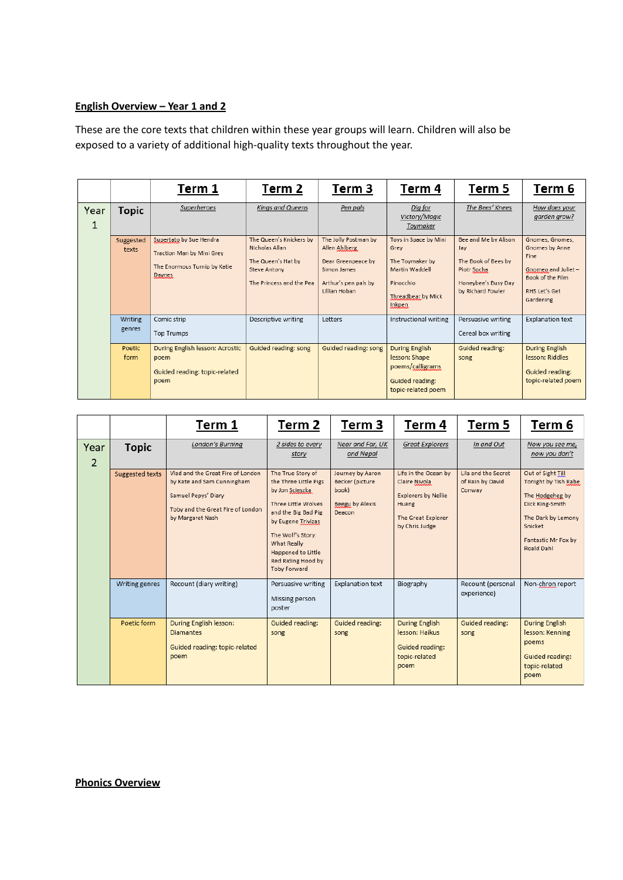**English Overview – Year 1 and 2**

These are the core texts that children within these year groups will learn. Children will also be exposed to a variety of additional high-quality texts throughout the year.

| | | Term 1 | Term 2 | Term 3 | Term 4 | Term 5 | Term 6 |
|---|---|---|---|---|---|---|---|
| Year 1 | Topic | *Superheroes* | *Kings and Queens* | *Pen pals* | *Dig for Victory/Magic Toymaker* | *The Bees' Knees* | *How does your garden grow?* |
| | Suggested texts | Supertato by Sue Hendra<br><br>Traction Man by Mini Grey<br><br>The Enormous Turnip by Katie Daynes | The Queen's Knickers by Nicholas Allan<br><br>The Queen's Hat by Steve Antony<br><br>The Princess and the Pea | The Jolly Postman by Allen Ahlberg<br><br>Dear Greenpeace by Simon James<br><br>Arthur's pen pals by Lillian Hoban | Toys in Space by Mini Grey<br><br>The Toymaker by Martin Waddell<br><br>Pinocchio<br><br>Threadbear by Mick Inkpen | Bee and Me by Alison Jay<br><br>The Book of Bees by Piotr Socha<br><br>Honeybee's Busy Day by Richard Fowler | Gnomes, Gnomes, Gnomes by Anne Fine<br><br>Gnomeo and Juliet – Book of the Film<br><br>RHS Let's Get Gardening |
| | Writing genres | Comic strip<br><br>Top Trumps | Descriptive writing | Letters | Instructional writing | Persuasive writing<br><br>Cereal box writing | Explanation text |
| | Poetic form | During English lesson: Acrostic poem<br><br>Guided reading: topic-related poem | Guided reading: song | Guided reading: song | During English lesson: Shape poems/calligrams<br><br>Guided reading: topic-related poem | Guided reading: song | During English lesson: Riddles<br><br>Guided reading: topic-related poem |

| | | Term 1 | Term 2 | Term 3 | Term 4 | Term 5 | Term 6 |
|---|---|---|---|---|---|---|---|
| Year 2 | Topic | *London's Burning* | *2 sides to every story* | *Near and Far, UK and Nepal* | *Great Explorers* | *In and Out* | *Now you see me, now you don't* |
| | Suggested texts | Vlad and the Great Fire of London by Kate and Sam Cunningham<br><br>Samuel Pepys' Diary<br><br>Toby and the Great Fire of London by Margaret Nash | The True Story of the Three Little Pigs by Jon Scieszka<br><br>Three Little Wolves and the Big Bad Pig by Eugene Trivizas<br><br>The Wolf's Story What Really Happened to Little Red Riding Hood by Toby Forward | Journey by Aaron Becker (picture book)<br><br>Baegu by Alexis Deacon | Life in the Ocean by Claire Nivola<br><br>Explorers by Nellie Huang<br><br>The Great Explorer by Chris Judge | Lila and the Secret of Rain by David Conway | Out of Sight Till Tonight by Tish Rabe<br><br>The Hodgeheg by Dick King-Smith<br><br>The Dark by Lemony Snicket<br><br>Fantastic Mr Fox by Roald Dahl |
| | Writing genres | Recount (diary writing) | Persuasive writing<br><br>Missing person poster | Explanation text | Biography | Recount (personal experience) | Non-chron report |
| | Poetic form | During English lesson: Diamantes<br><br>Guided reading: topic-related poem | Guided reading: song | Guided reading: song | During English lesson: Haikus<br><br>Guided reading: topic-related poem | Guided reading: song | During English lesson: Kenning poems<br><br>Guided reading: topic-related poem |

**Phonics Overview**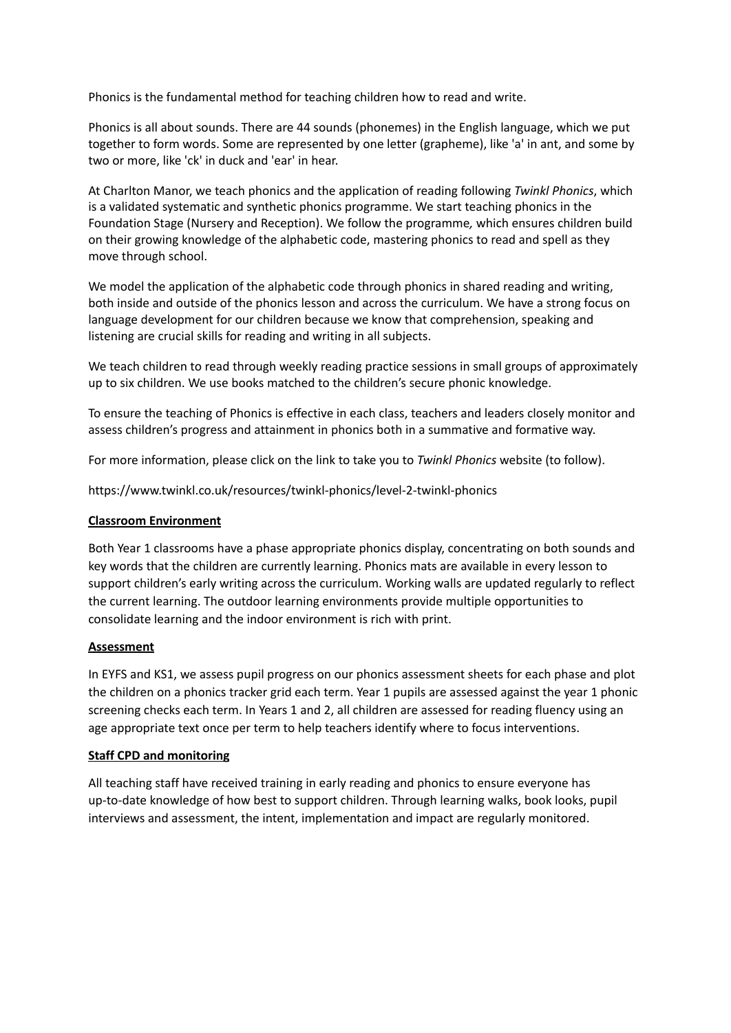Phonics is the fundamental method for teaching children how to read and write.

Phonics is all about sounds. There are 44 sounds (phonemes) in the English language, which we put together to form words. Some are represented by one letter (grapheme), like 'a' in ant, and some by two or more, like 'ck' in duck and 'ear' in hear.

At Charlton Manor, we teach phonics and the application of reading following *Twinkl Phonics*, which is a validated systematic and synthetic phonics programme. We start teaching phonics in the Foundation Stage (Nursery and Reception). We follow the programme*,* which ensures children build on their growing knowledge of the alphabetic code, mastering phonics to read and spell as they move through school.

We model the application of the alphabetic code through phonics in shared reading and writing, both inside and outside of the phonics lesson and across the curriculum. We have a strong focus on language development for our children because we know that comprehension, speaking and listening are crucial skills for reading and writing in all subjects.

We teach children to read through weekly reading practice sessions in small groups of approximately up to six children. We use books matched to the children's secure phonic knowledge.

To ensure the teaching of Phonics is effective in each class, teachers and leaders closely monitor and assess children's progress and attainment in phonics both in a summative and formative way.

For more information, please click on the link to take you to *Twinkl Phonics* website (to follow).

https://www.twinkl.co.uk/resources/twinkl-phonics/level-2-twinkl-phonics

**Classroom Environment**

Both Year 1 classrooms have a phase appropriate phonics display, concentrating on both sounds and key words that the children are currently learning. Phonics mats are available in every lesson to support children's early writing across the curriculum. Working walls are updated regularly to reflect the current learning. The outdoor learning environments provide multiple opportunities to consolidate learning and the indoor environment is rich with print.

**Assessment**

In EYFS and KS1, we assess pupil progress on our phonics assessment sheets for each phase and plot the children on a phonics tracker grid each term. Year 1 pupils are assessed against the year 1 phonic screening checks each term. In Years 1 and 2, all children are assessed for reading fluency using an age appropriate text once per term to help teachers identify where to focus interventions.

**Staff CPD and monitoring**

All teaching staff have received training in early reading and phonics to ensure everyone has up-to-date knowledge of how best to support children. Through learning walks, book looks, pupil interviews and assessment, the intent, implementation and impact are regularly monitored.